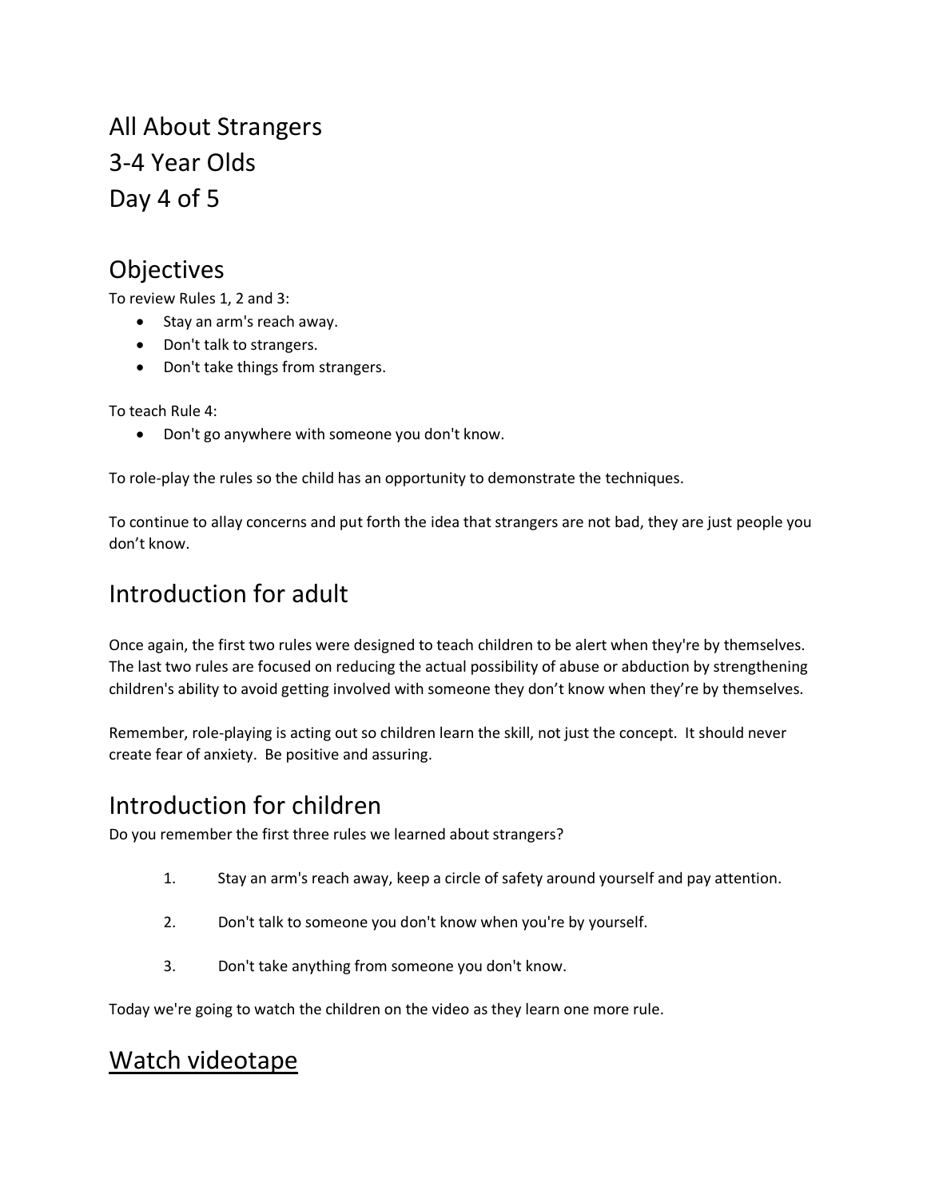# All About Strangers
# 3-4 Year Olds
# Day 4 of 5

## Objectives

To review Rules 1, 2 and 3:

- Stay an arm's reach away.
- Don't talk to strangers.
- Don't take things from strangers.

To teach Rule 4:

- Don't go anywhere with someone you don't know.

To role-play the rules so the child has an opportunity to demonstrate the techniques.

To continue to allay concerns and put forth the idea that strangers are not bad, they are just people you don't know.

## Introduction for adult

Once again, the first two rules were designed to teach children to be alert when they're by themselves. The last two rules are focused on reducing the actual possibility of abuse or abduction by strengthening children's ability to avoid getting involved with someone they don't know when they're by themselves.

Remember, role-playing is acting out so children learn the skill, not just the concept. It should never create fear of anxiety. Be positive and assuring.

## Introduction for children

Do you remember the first three rules we learned about strangers?

1. Stay an arm's reach away, keep a circle of safety around yourself and pay attention.
2. Don't talk to someone you don't know when you're by yourself.
3. Don't take anything from someone you don't know.

Today we're going to watch the children on the video as they learn one more rule.

## Watch videotape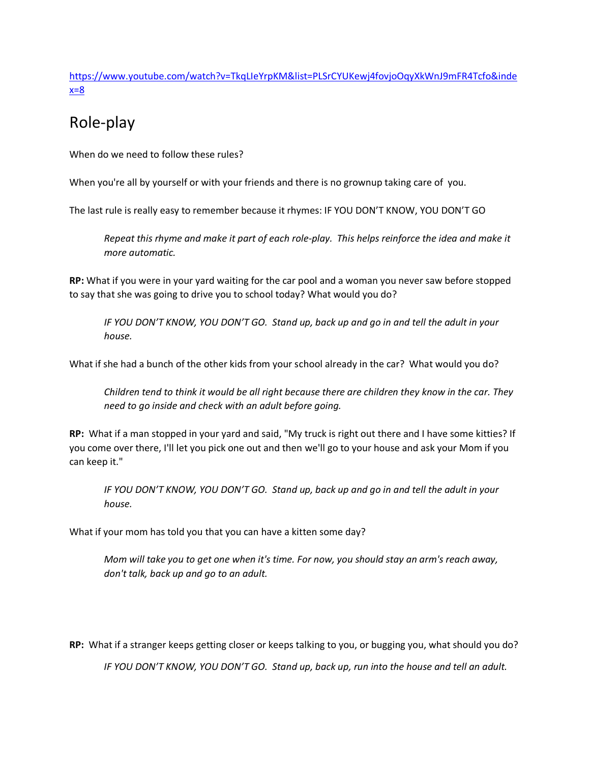https://www.youtube.com/watch?v=TkqLIeYrpKM&list=PLSrCYUKewj4fovjoOqyXkWnJ9mFR4Tcfo&index=8

## Role-play

When do we need to follow these rules?

When you're all by yourself or with your friends and there is no grownup taking care of you.

The last rule is really easy to remember because it rhymes: IF YOU DON'T KNOW, YOU DON'T GO

> *Repeat this rhyme and make it part of each role-play. This helps reinforce the idea and make it more automatic.*

**RP:** What if you were in your yard waiting for the car pool and a woman you never saw before stopped to say that she was going to drive you to school today? What would you do?

> *IF YOU DON'T KNOW, YOU DON'T GO. Stand up, back up and go in and tell the adult in your house.*

What if she had a bunch of the other kids from your school already in the car? What would you do?

> *Children tend to think it would be all right because there are children they know in the car. They need to go inside and check with an adult before going.*

**RP:** What if a man stopped in your yard and said, "My truck is right out there and I have some kitties? If you come over there, I'll let you pick one out and then we'll go to your house and ask your Mom if you can keep it."

> *IF YOU DON'T KNOW, YOU DON'T GO. Stand up, back up and go in and tell the adult in your house.*

What if your mom has told you that you can have a kitten some day?

> *Mom will take you to get one when it's time. For now, you should stay an arm's reach away, don't talk, back up and go to an adult.*

**RP:** What if a stranger keeps getting closer or keeps talking to you, or bugging you, what should you do?

> *IF YOU DON'T KNOW, YOU DON'T GO. Stand up, back up, run into the house and tell an adult.*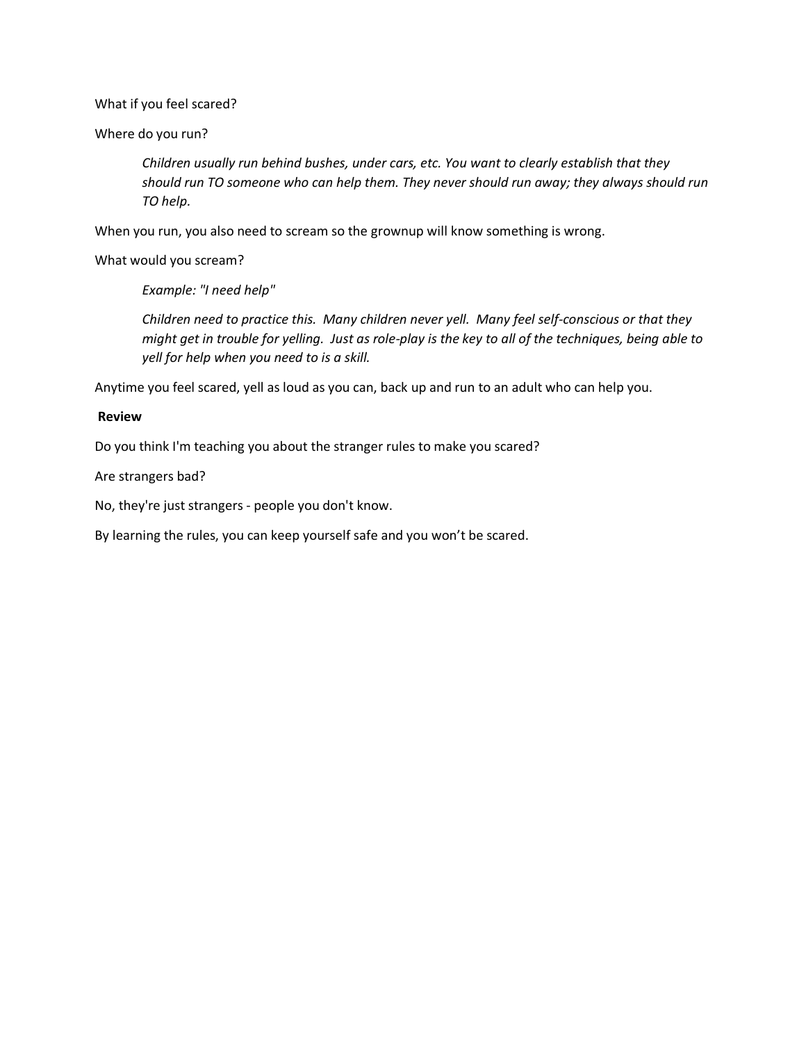What if you feel scared?

Where do you run?

> *Children usually run behind bushes, under cars, etc. You want to clearly establish that they should run TO someone who can help them. They never should run away; they always should run TO help.*

When you run, you also need to scream so the grownup will know something is wrong.

What would you scream?

> *Example: "I need help"*
>
> *Children need to practice this. Many children never yell. Many feel self-conscious or that they might get in trouble for yelling. Just as role-play is the key to all of the techniques, being able to yell for help when you need to is a skill.*

Anytime you feel scared, yell as loud as you can, back up and run to an adult who can help you.

**Review**

Do you think I'm teaching you about the stranger rules to make you scared?

Are strangers bad?

No, they're just strangers - people you don't know.

By learning the rules, you can keep yourself safe and you won't be scared.